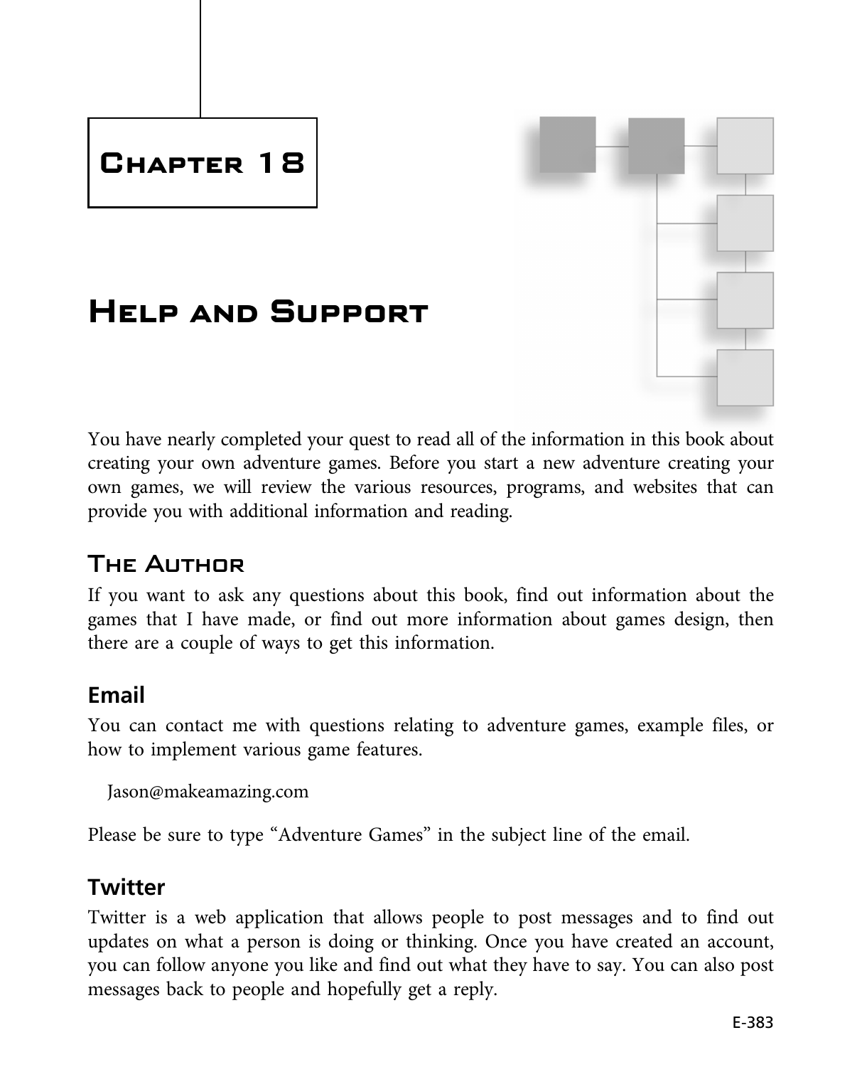# Chapter 18

# Help and Support

You have nearly completed your quest to read all of the information in this book about creating your own adventure games. Before you start a new adventure creating your own games, we will review the various resources, programs, and websites that can provide you with additional information and reading.

## The Author

If you want to ask any questions about this book, find out information about the games that I have made, or find out more information about games design, then there are a couple of ways to get this information.

### Email

You can contact me with questions relating to adventure games, example files, or how to implement various game features.

Jason@makeamazing.com

Please be sure to type "Adventure Games" in the subject line of the email.

### Twitter

Twitter is a web application that allows people to post messages and to find out updates on what a person is doing or thinking. Once you have created an account, you can follow anyone you like and find out what they have to say. You can also post messages back to people and hopefully get a reply.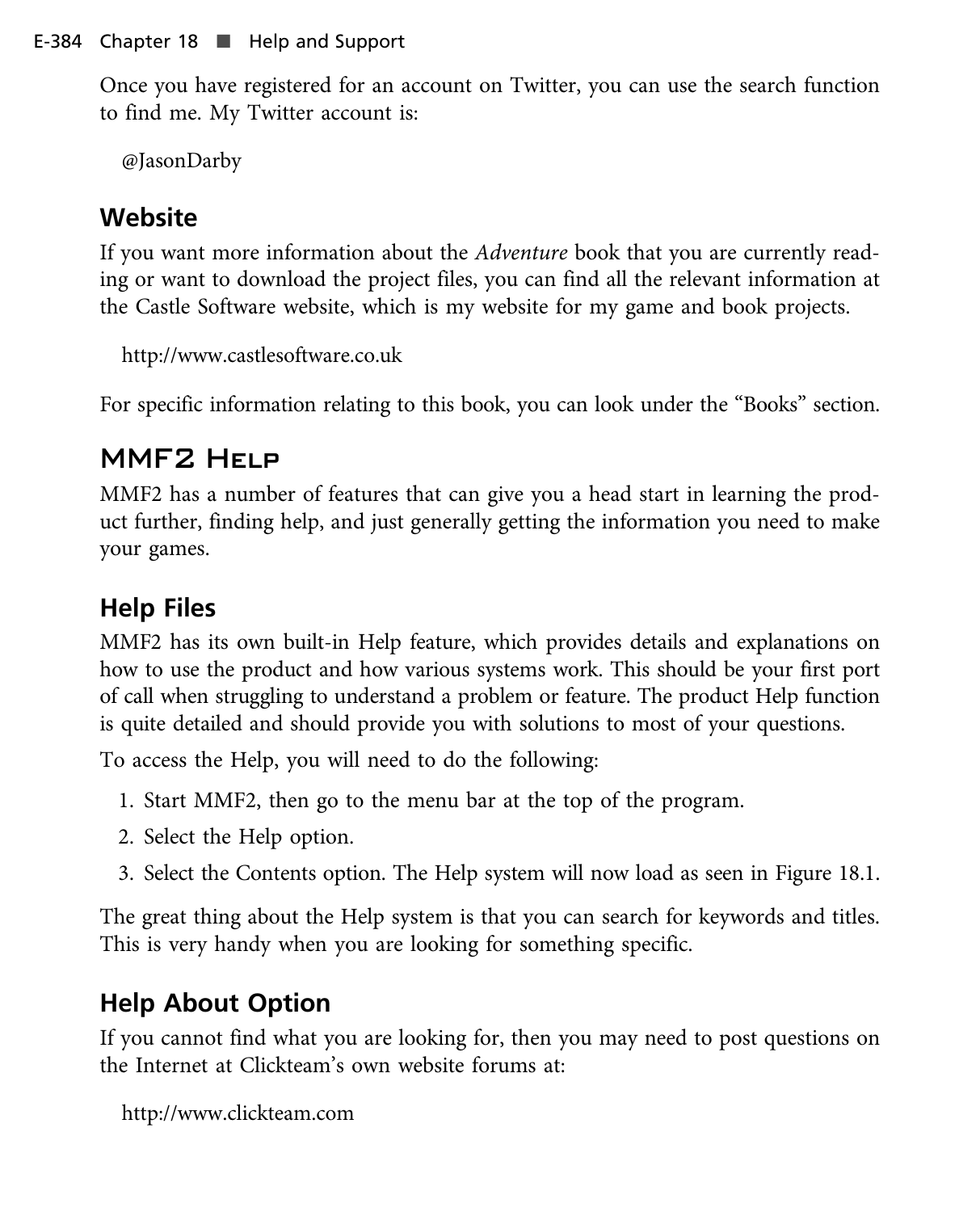Once you have registered for an account on Twitter, you can use the search function to find me. My Twitter account is:

@JasonDarby

### Website

If you want more information about the *Adventure* book that you are currently reading or want to download the project files, you can find all the relevant information at the Castle Software website, which is my website for my game and book projects.

http://www.castlesoftware.co.uk

For specific information relating to this book, you can look under the "Books" section.

## MMF2 Help

MMF2 has a number of features that can give you a head start in learning the product further, finding help, and just generally getting the information you need to make your games.

### Help Files

MMF2 has its own built-in Help feature, which provides details and explanations on how to use the product and how various systems work. This should be your first port of call when struggling to understand a problem or feature. The product Help function is quite detailed and should provide you with solutions to most of your questions.

To access the Help, you will need to do the following:

1. Start MMF2, then go to the menu bar at the top of the program.
2. Select the Help option.
3. Select the Contents option. The Help system will now load as seen in Figure 18.1.

The great thing about the Help system is that you can search for keywords and titles. This is very handy when you are looking for something specific.

### Help About Option

If you cannot find what you are looking for, then you may need to post questions on the Internet at Clickteam's own website forums at:

http://www.clickteam.com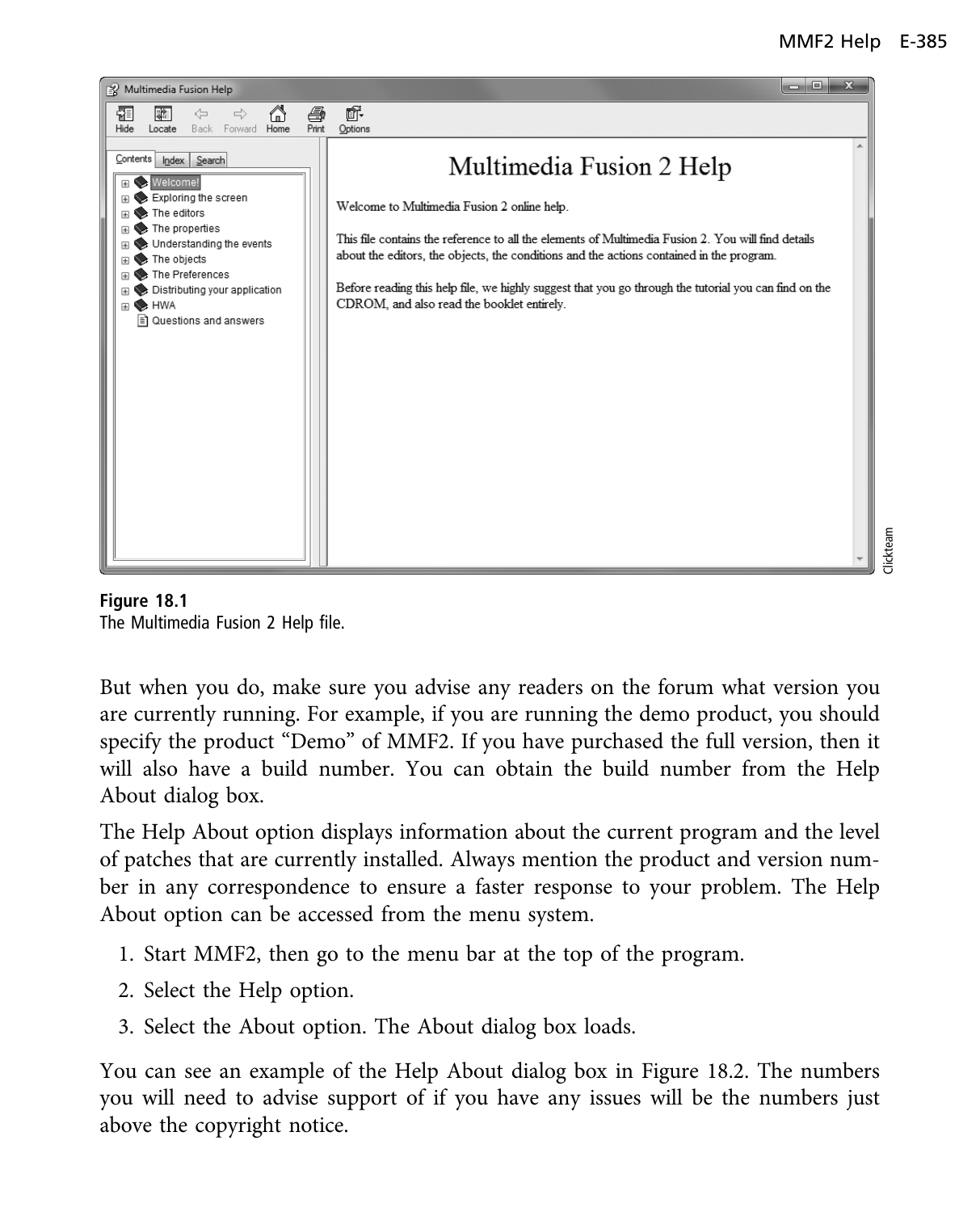**Figure 18.1**
The Multimedia Fusion 2 Help file.

But when you do, make sure you advise any readers on the forum what version you are currently running. For example, if you are running the demo product, you should specify the product "Demo" of MMF2. If you have purchased the full version, then it will also have a build number. You can obtain the build number from the Help About dialog box.

The Help About option displays information about the current program and the level of patches that are currently installed. Always mention the product and version number in any correspondence to ensure a faster response to your problem. The Help About option can be accessed from the menu system.

1. Start MMF2, then go to the menu bar at the top of the program.
2. Select the Help option.
3. Select the About option. The About dialog box loads.

You can see an example of the Help About dialog box in Figure 18.2. The numbers you will need to advise support of if you have any issues will be the numbers just above the copyright notice.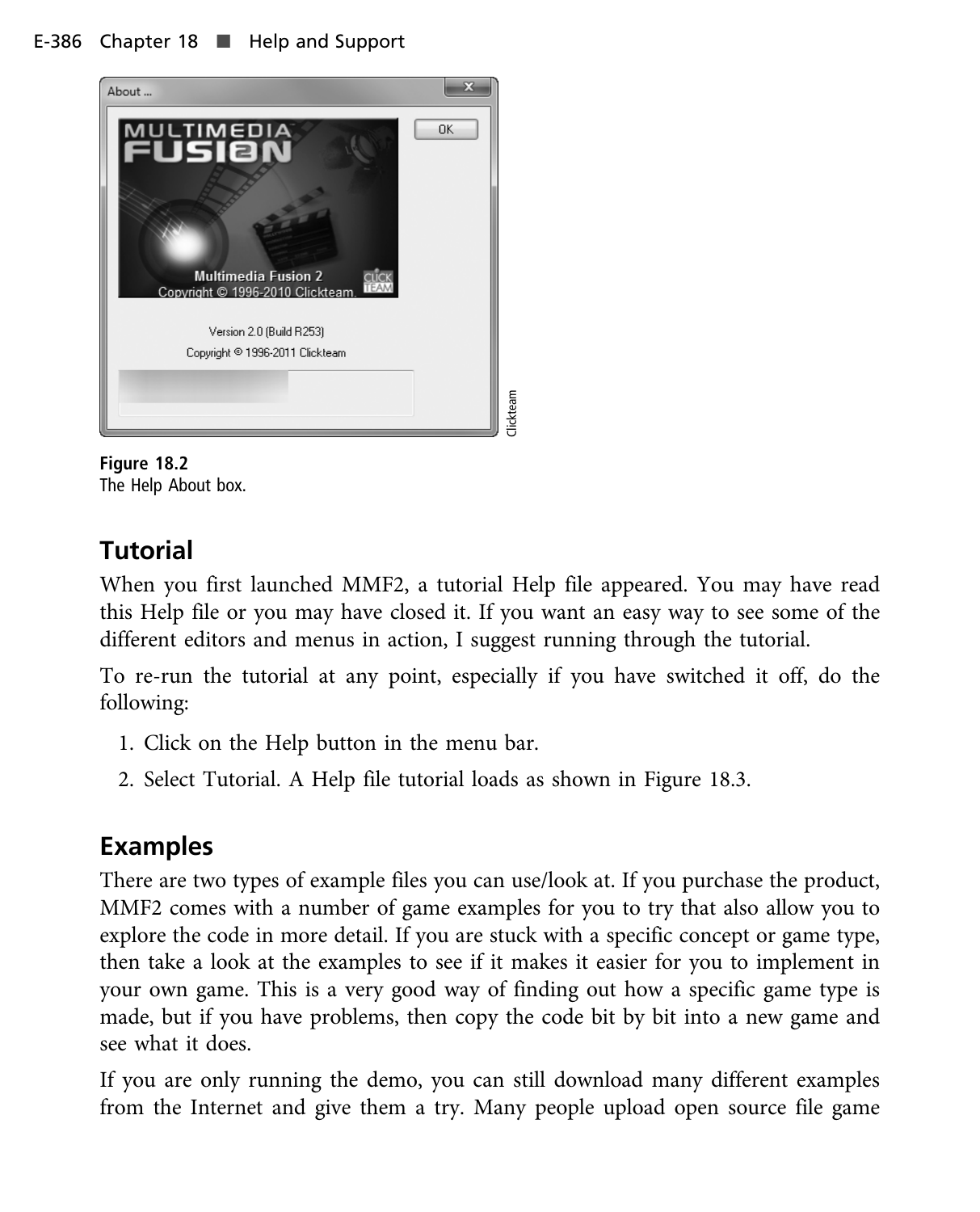Figure 18.2
The Help About box.

## Tutorial

When you first launched MMF2, a tutorial Help file appeared. You may have read this Help file or you may have closed it. If you want an easy way to see some of the different editors and menus in action, I suggest running through the tutorial.

To re-run the tutorial at any point, especially if you have switched it off, do the following:

1. Click on the Help button in the menu bar.
2. Select Tutorial. A Help file tutorial loads as shown in Figure 18.3.

## Examples

There are two types of example files you can use/look at. If you purchase the product, MMF2 comes with a number of game examples for you to try that also allow you to explore the code in more detail. If you are stuck with a specific concept or game type, then take a look at the examples to see if it makes it easier for you to implement in your own game. This is a very good way of finding out how a specific game type is made, but if you have problems, then copy the code bit by bit into a new game and see what it does.

If you are only running the demo, you can still download many different examples from the Internet and give them a try. Many people upload open source file game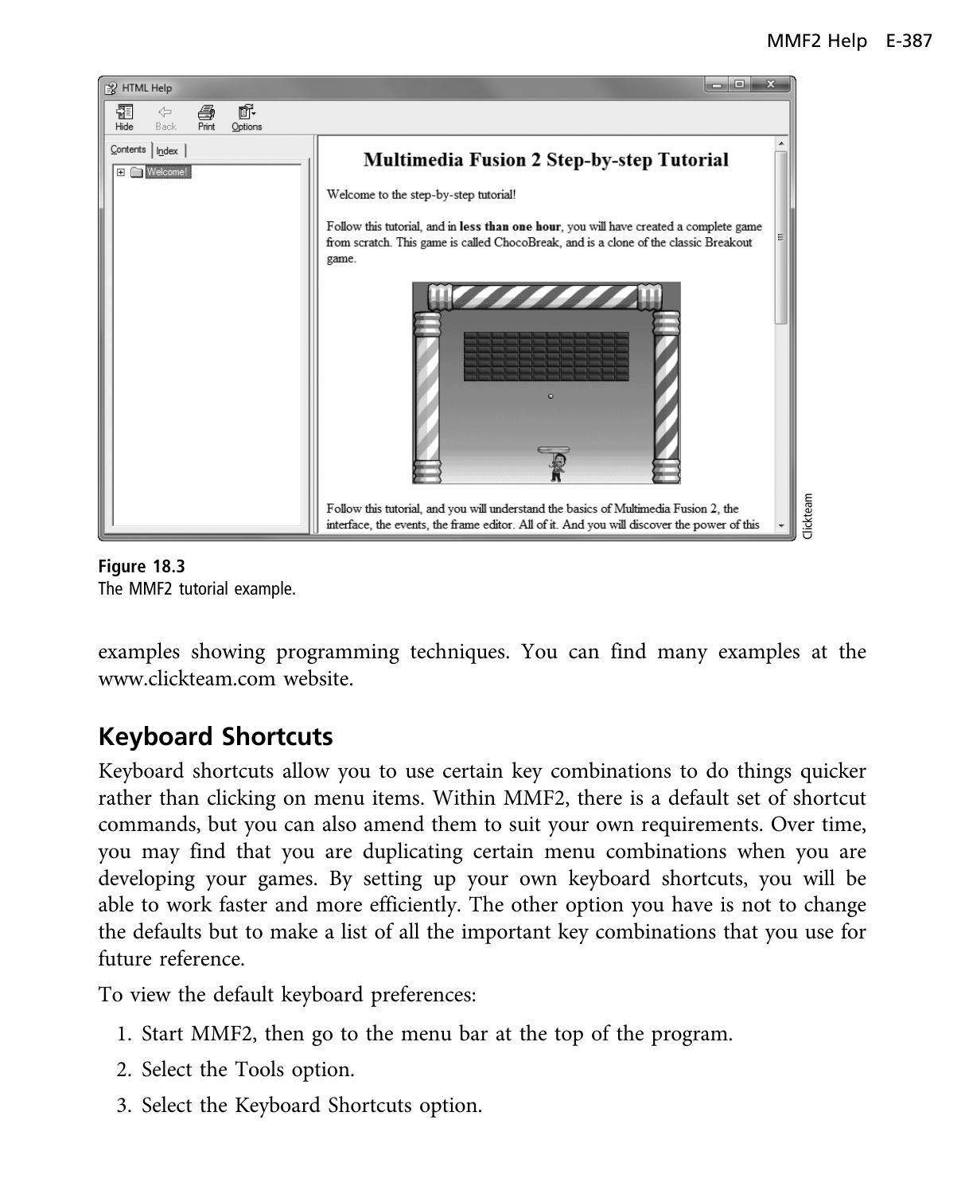**Figure 18.3**
The MMF2 tutorial example.

examples showing programming techniques. You can find many examples at the www.clickteam.com website.

## Keyboard Shortcuts

Keyboard shortcuts allow you to use certain key combinations to do things quicker rather than clicking on menu items. Within MMF2, there is a default set of shortcut commands, but you can also amend them to suit your own requirements. Over time, you may find that you are duplicating certain menu combinations when you are developing your games. By setting up your own keyboard shortcuts, you will be able to work faster and more efficiently. The other option you have is not to change the defaults but to make a list of all the important key combinations that you use for future reference.

To view the default keyboard preferences:

1. Start MMF2, then go to the menu bar at the top of the program.
2. Select the Tools option.
3. Select the Keyboard Shortcuts option.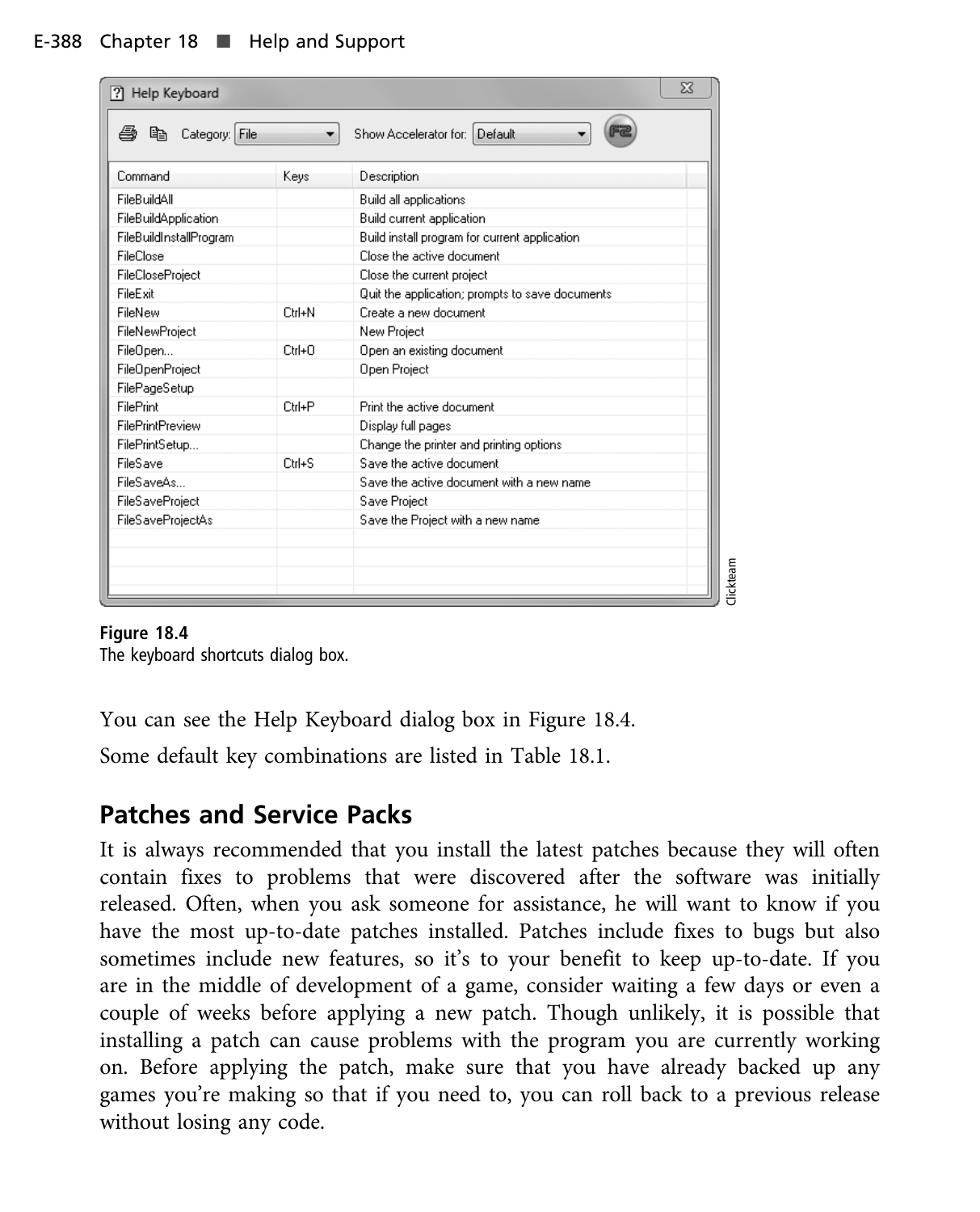Figure 18.4
The keyboard shortcuts dialog box.

You can see the Help Keyboard dialog box in Figure 18.4.

Some default key combinations are listed in Table 18.1.

## Patches and Service Packs

It is always recommended that you install the latest patches because they will often contain fixes to problems that were discovered after the software was initially released. Often, when you ask someone for assistance, he will want to know if you have the most up-to-date patches installed. Patches include fixes to bugs but also sometimes include new features, so it's to your benefit to keep up-to-date. If you are in the middle of development of a game, consider waiting a few days or even a couple of weeks before applying a new patch. Though unlikely, it is possible that installing a patch can cause problems with the program you are currently working on. Before applying the patch, make sure that you have already backed up any games you're making so that if you need to, you can roll back to a previous release without losing any code.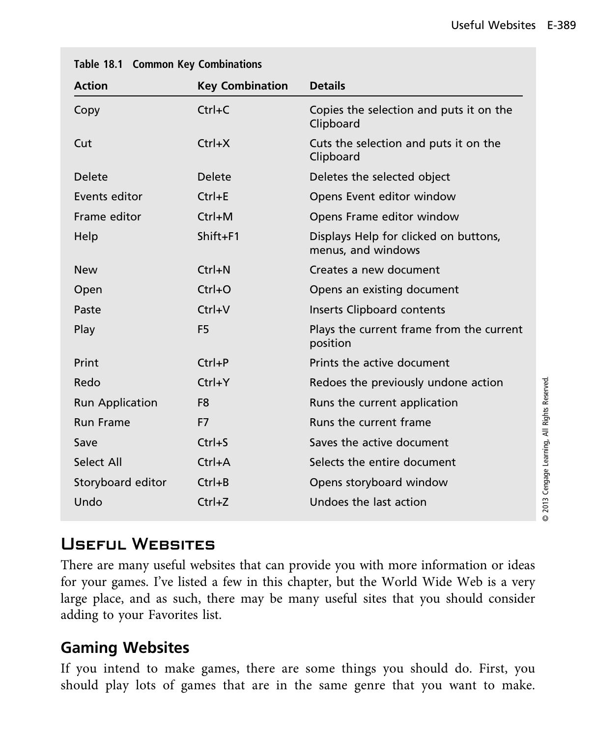**Table 18.1 Common Key Combinations**

| Action | Key Combination | Details |
|---|---|---|
| Copy | Ctrl+C | Copies the selection and puts it on the Clipboard |
| Cut | Ctrl+X | Cuts the selection and puts it on the Clipboard |
| Delete | Delete | Deletes the selected object |
| Events editor | Ctrl+E | Opens Event editor window |
| Frame editor | Ctrl+M | Opens Frame editor window |
| Help | Shift+F1 | Displays Help for clicked on buttons, menus, and windows |
| New | Ctrl+N | Creates a new document |
| Open | Ctrl+O | Opens an existing document |
| Paste | Ctrl+V | Inserts Clipboard contents |
| Play | F5 | Plays the current frame from the current position |
| Print | Ctrl+P | Prints the active document |
| Redo | Ctrl+Y | Redoes the previously undone action |
| Run Application | F8 | Runs the current application |
| Run Frame | F7 | Runs the current frame |
| Save | Ctrl+S | Saves the active document |
| Select All | Ctrl+A | Selects the entire document |
| Storyboard editor | Ctrl+B | Opens storyboard window |
| Undo | Ctrl+Z | Undoes the last action |

© 2013 Cengage Learning, All Rights Reserved.

## Useful Websites

There are many useful websites that can provide you with more information or ideas for your games. I've listed a few in this chapter, but the World Wide Web is a very large place, and as such, there may be many useful sites that you should consider adding to your Favorites list.

### Gaming Websites

If you intend to make games, there are some things you should do. First, you should play lots of games that are in the same genre that you want to make.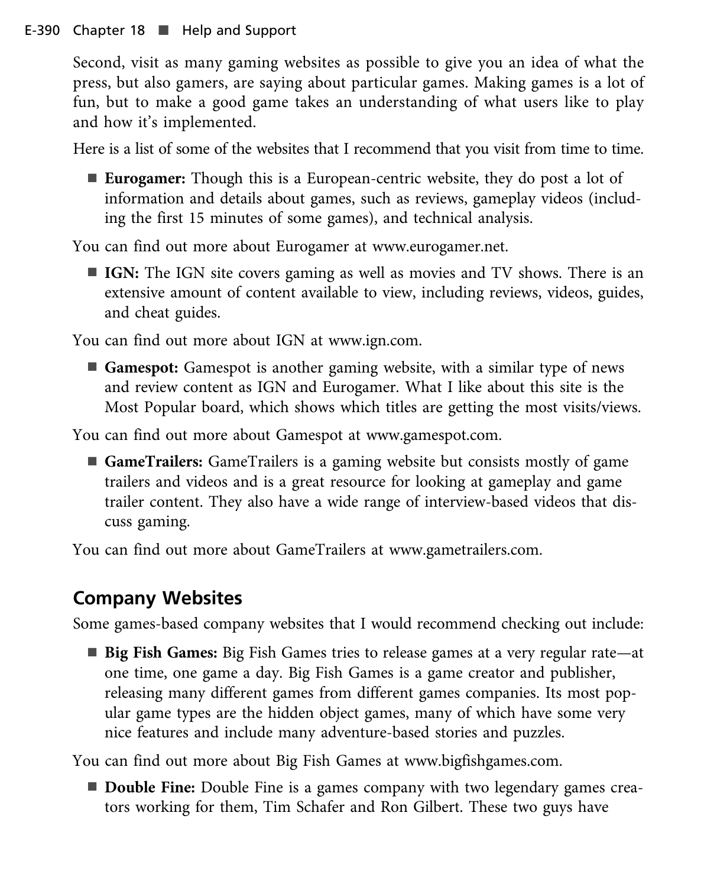Second, visit as many gaming websites as possible to give you an idea of what the press, but also gamers, are saying about particular games. Making games is a lot of fun, but to make a good game takes an understanding of what users like to play and how it's implemented.

Here is a list of some of the websites that I recommend that you visit from time to time.

- **Eurogamer:** Though this is a European-centric website, they do post a lot of information and details about games, such as reviews, gameplay videos (including the first 15 minutes of some games), and technical analysis.

You can find out more about Eurogamer at www.eurogamer.net.

- **IGN:** The IGN site covers gaming as well as movies and TV shows. There is an extensive amount of content available to view, including reviews, videos, guides, and cheat guides.

You can find out more about IGN at www.ign.com.

- **Gamespot:** Gamespot is another gaming website, with a similar type of news and review content as IGN and Eurogamer. What I like about this site is the Most Popular board, which shows which titles are getting the most visits/views.

You can find out more about Gamespot at www.gamespot.com.

- **GameTrailers:** GameTrailers is a gaming website but consists mostly of game trailers and videos and is a great resource for looking at gameplay and game trailer content. They also have a wide range of interview-based videos that discuss gaming.

You can find out more about GameTrailers at www.gametrailers.com.

## Company Websites

Some games-based company websites that I would recommend checking out include:

- **Big Fish Games:** Big Fish Games tries to release games at a very regular rate—at one time, one game a day. Big Fish Games is a game creator and publisher, releasing many different games from different games companies. Its most popular game types are the hidden object games, many of which have some very nice features and include many adventure-based stories and puzzles.

You can find out more about Big Fish Games at www.bigfishgames.com.

- **Double Fine:** Double Fine is a games company with two legendary games creators working for them, Tim Schafer and Ron Gilbert. These two guys have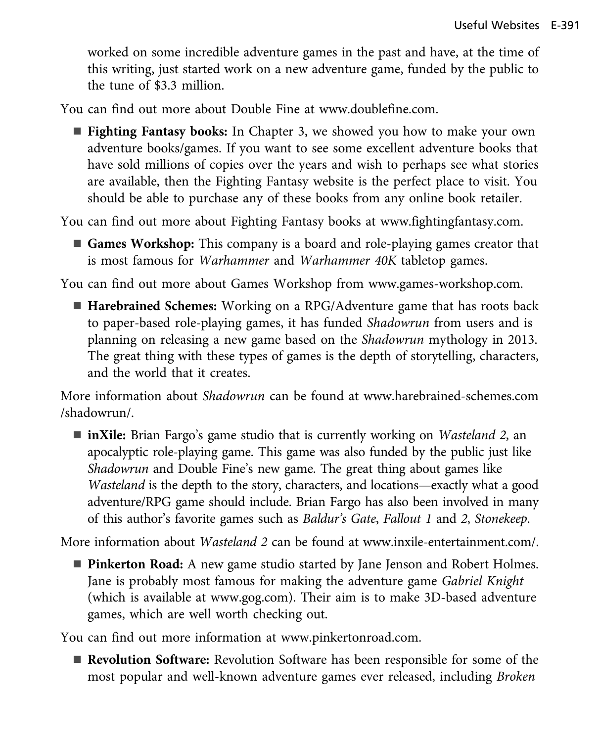worked on some incredible adventure games in the past and have, at the time of this writing, just started work on a new adventure game, funded by the public to the tune of $3.3 million.

You can find out more about Double Fine at www.doublefine.com.

- **Fighting Fantasy books:** In Chapter 3, we showed you how to make your own adventure books/games. If you want to see some excellent adventure books that have sold millions of copies over the years and wish to perhaps see what stories are available, then the Fighting Fantasy website is the perfect place to visit. You should be able to purchase any of these books from any online book retailer.

You can find out more about Fighting Fantasy books at www.fightingfantasy.com.

- **Games Workshop:** This company is a board and role-playing games creator that is most famous for *Warhammer* and *Warhammer 40K* tabletop games.

You can find out more about Games Workshop from www.games-workshop.com.

- **Harebrained Schemes:** Working on a RPG/Adventure game that has roots back to paper-based role-playing games, it has funded *Shadowrun* from users and is planning on releasing a new game based on the *Shadowrun* mythology in 2013. The great thing with these types of games is the depth of storytelling, characters, and the world that it creates.

More information about *Shadowrun* can be found at www.harebrained-schemes.com/shadowrun/.

- **inXile:** Brian Fargo's game studio that is currently working on *Wasteland 2*, an apocalyptic role-playing game. This game was also funded by the public just like *Shadowrun* and Double Fine's new game. The great thing about games like *Wasteland* is the depth to the story, characters, and locations—exactly what a good adventure/RPG game should include. Brian Fargo has also been involved in many of this author's favorite games such as *Baldur's Gate*, *Fallout 1* and *2*, *Stonekeep*.

More information about *Wasteland 2* can be found at www.inxile-entertainment.com/.

- **Pinkerton Road:** A new game studio started by Jane Jenson and Robert Holmes. Jane is probably most famous for making the adventure game *Gabriel Knight* (which is available at www.gog.com). Their aim is to make 3D-based adventure games, which are well worth checking out.

You can find out more information at www.pinkertonroad.com.

- **Revolution Software:** Revolution Software has been responsible for some of the most popular and well-known adventure games ever released, including *Broken*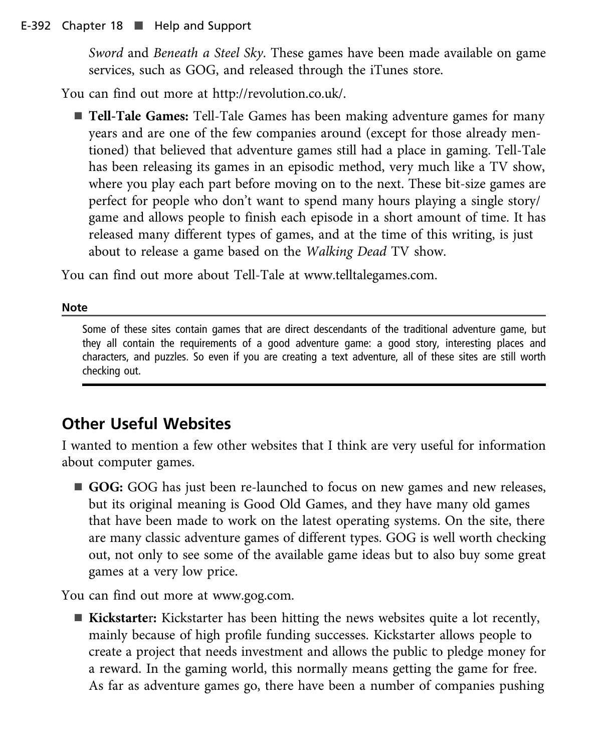*Sword* and *Beneath a Steel Sky*. These games have been made available on game services, such as GOG, and released through the iTunes store.

You can find out more at http://revolution.co.uk/.

- **Tell-Tale Games:** Tell-Tale Games has been making adventure games for many years and are one of the few companies around (except for those already mentioned) that believed that adventure games still had a place in gaming. Tell-Tale has been releasing its games in an episodic method, very much like a TV show, where you play each part before moving on to the next. These bit-size games are perfect for people who don't want to spend many hours playing a single story/game and allows people to finish each episode in a short amount of time. It has released many different types of games, and at the time of this writing, is just about to release a game based on the *Walking Dead* TV show.

You can find out more about Tell-Tale at www.telltalegames.com.

**Note**

Some of these sites contain games that are direct descendants of the traditional adventure game, but they all contain the requirements of a good adventure game: a good story, interesting places and characters, and puzzles. So even if you are creating a text adventure, all of these sites are still worth checking out.

## Other Useful Websites

I wanted to mention a few other websites that I think are very useful for information about computer games.

- **GOG:** GOG has just been re-launched to focus on new games and new releases, but its original meaning is Good Old Games, and they have many old games that have been made to work on the latest operating systems. On the site, there are many classic adventure games of different types. GOG is well worth checking out, not only to see some of the available game ideas but to also buy some great games at a very low price.

You can find out more at www.gog.com.

- **Kickstarter:** Kickstarter has been hitting the news websites quite a lot recently, mainly because of high profile funding successes. Kickstarter allows people to create a project that needs investment and allows the public to pledge money for a reward. In the gaming world, this normally means getting the game for free. As far as adventure games go, there have been a number of companies pushing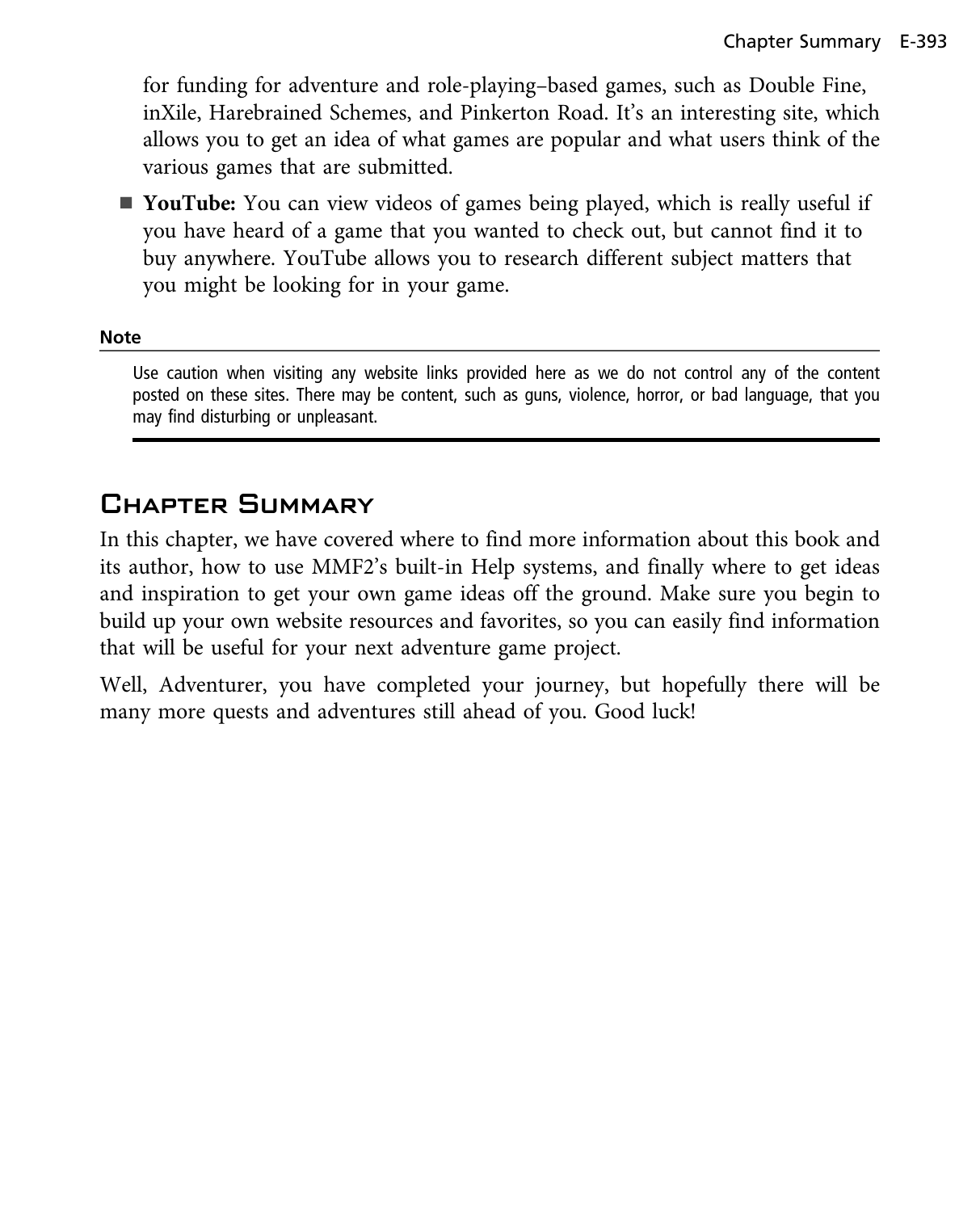for funding for adventure and role-playing–based games, such as Double Fine, inXile, Harebrained Schemes, and Pinkerton Road. It's an interesting site, which allows you to get an idea of what games are popular and what users think of the various games that are submitted.

- **YouTube:** You can view videos of games being played, which is really useful if you have heard of a game that you wanted to check out, but cannot find it to buy anywhere. YouTube allows you to research different subject matters that you might be looking for in your game.

**Note**

Use caution when visiting any website links provided here as we do not control any of the content posted on these sites. There may be content, such as guns, violence, horror, or bad language, that you may find disturbing or unpleasant.

## Chapter Summary

In this chapter, we have covered where to find more information about this book and its author, how to use MMF2's built-in Help systems, and finally where to get ideas and inspiration to get your own game ideas off the ground. Make sure you begin to build up your own website resources and favorites, so you can easily find information that will be useful for your next adventure game project.

Well, Adventurer, you have completed your journey, but hopefully there will be many more quests and adventures still ahead of you. Good luck!